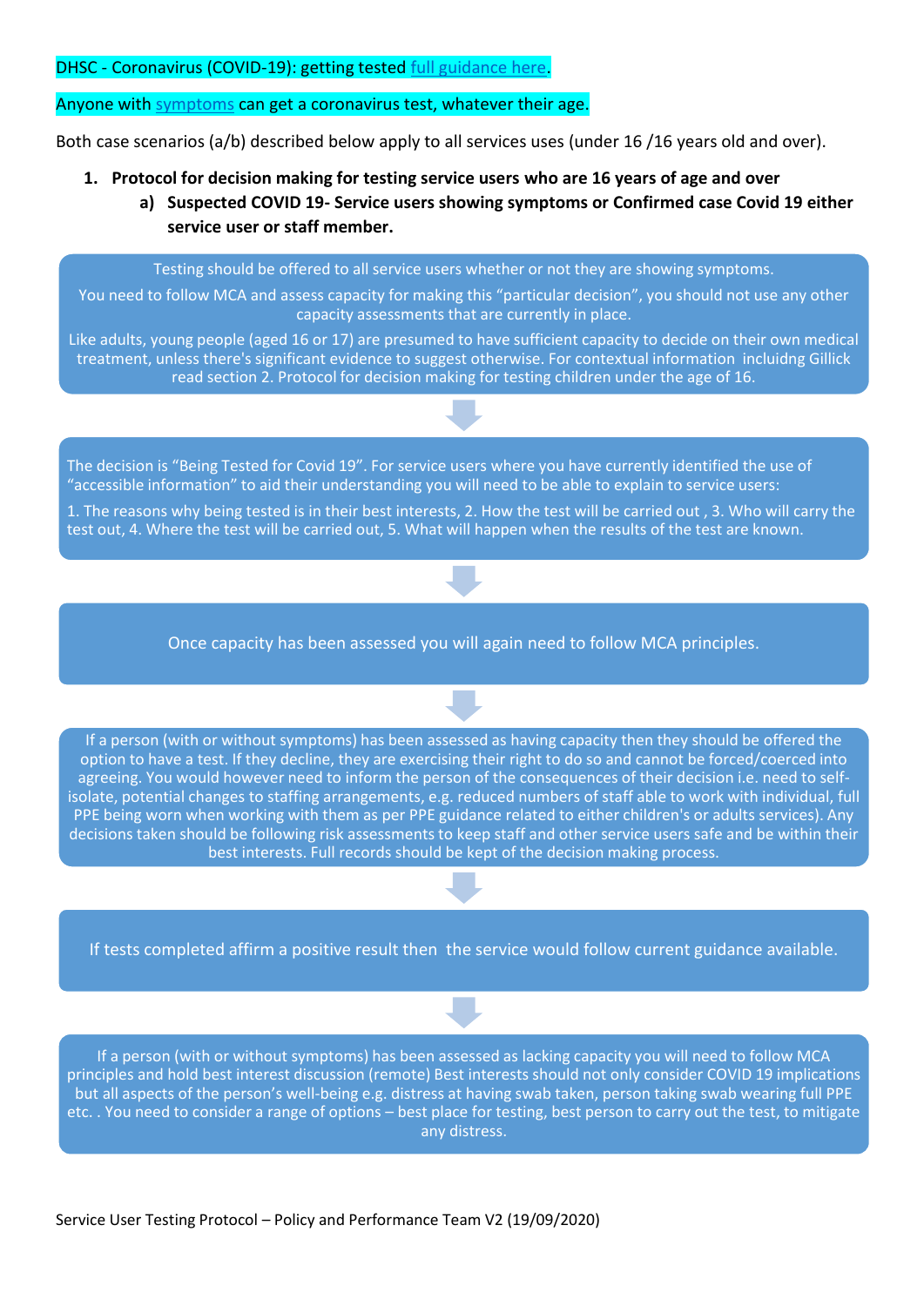DHSC - Coronavirus (COVID-19): getting tested full guidance here.

Anyone with symptoms can get a coronavirus test, whatever their age.

Both case scenarios (a/b) described below apply to all services uses (under 16 /16 years old and over).

1. **Protocol for decision making for testing service users who are 16 years of age and over**
   a) **Suspected COVID 19- Service users showing symptoms or Confirmed case Covid 19 either service user or staff member.**

Testing should be offered to all service users whether or not they are showing symptoms.

You need to follow MCA and assess capacity for making this "particular decision", you should not use any other capacity assessments that are currently in place.

Like adults, young people (aged 16 or 17) are presumed to have sufficient capacity to decide on their own medical treatment, unless there's significant evidence to suggest otherwise. For contextual information incluidng Gillick read section 2. Protocol for decision making for testing children under the age of 16.

↓

The decision is "Being Tested for Covid 19". For service users where you have currently identified the use of "accessible information" to aid their understanding you will need to be able to explain to service users:

1. The reasons why being tested is in their best interests, 2. How the test will be carried out , 3. Who will carry the test out, 4. Where the test will be carried out, 5. What will happen when the results of the test are known.

↓

Once capacity has been assessed you will again need to follow MCA principles.

↓

If a person (with or without symptoms) has been assessed as having capacity then they should be offered the option to have a test. If they decline, they are exercising their right to do so and cannot be forced/coerced into agreeing. You would however need to inform the person of the consequences of their decision i.e. need to self-isolate, potential changes to staffing arrangements, e.g. reduced numbers of staff able to work with individual, full PPE being worn when working with them as per PPE guidance related to either children's or adults services). Any decisions taken should be following risk assessments to keep staff and other service users safe and be within their best interests. Full records should be kept of the decision making process.

↓

If tests completed affirm a positive result then the service would follow current guidance available.

↓

If a person (with or without symptoms) has been assessed as lacking capacity you will need to follow MCA principles and hold best interest discussion (remote) Best interests should not only consider COVID 19 implications but all aspects of the person's well-being e.g. distress at having swab taken, person taking swab wearing full PPE etc. . You need to consider a range of options – best place for testing, best person to carry out the test, to mitigate any distress.

Service User Testing Protocol – Policy and Performance Team V2 (19/09/2020)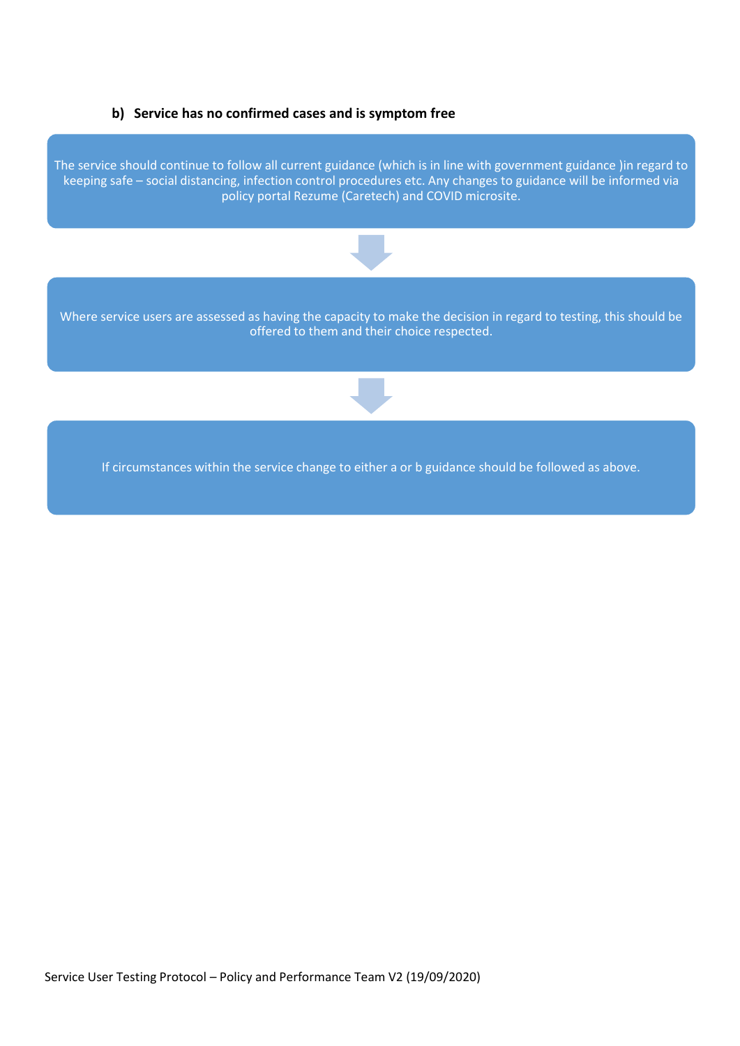**b) Service has no confirmed cases and is symptom free**

The service should continue to follow all current guidance (which is in line with government guidance )in regard to keeping safe – social distancing, infection control procedures etc. Any changes to guidance will be informed via policy portal Rezume (Caretech) and COVID microsite.

↓

Where service users are assessed as having the capacity to make the decision in regard to testing, this should be offered to them and their choice respected.

↓

If circumstances within the service change to either a or b guidance should be followed as above.

Service User Testing Protocol – Policy and Performance Team V2 (19/09/2020)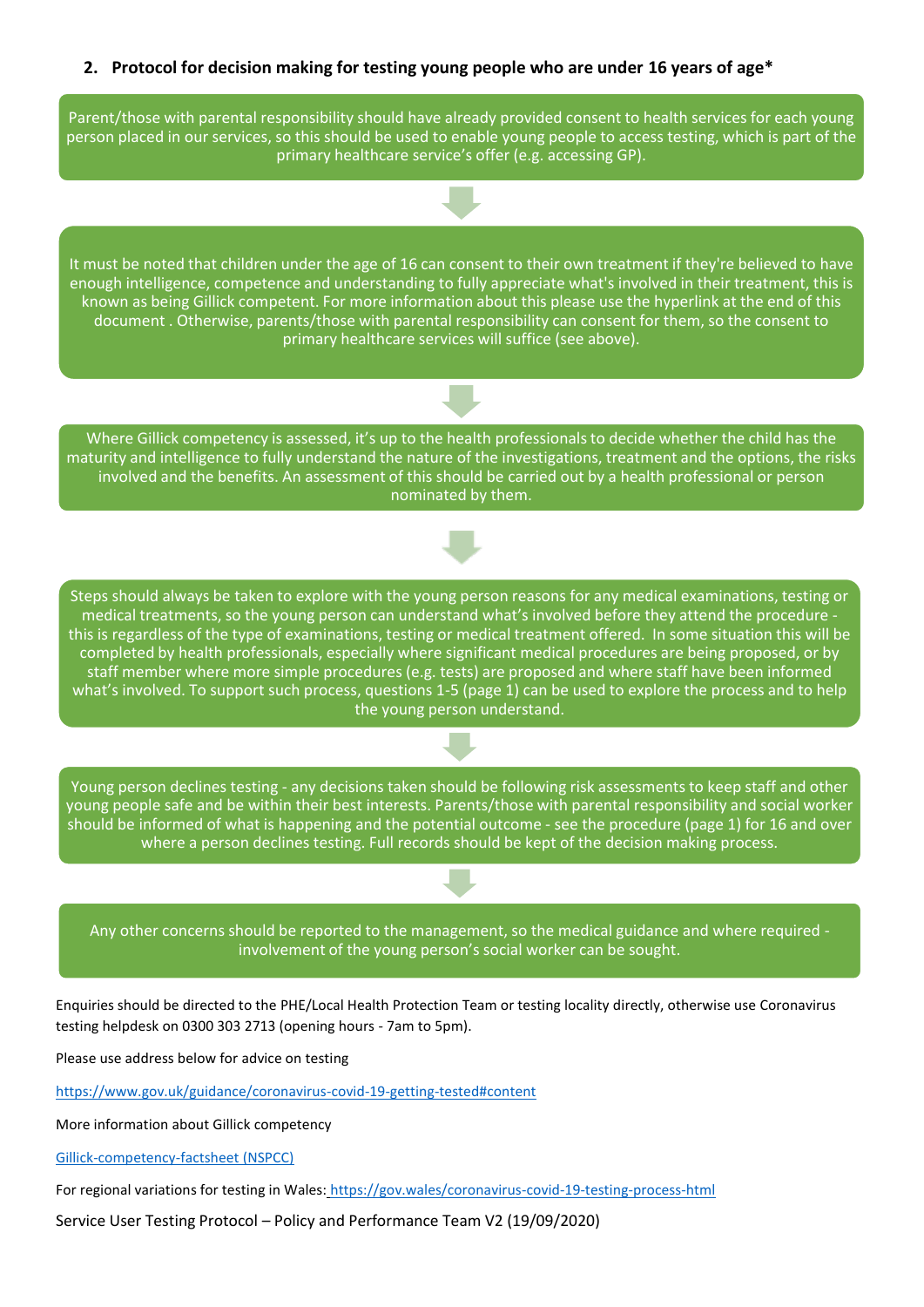## 2. Protocol for decision making for testing young people who are under 16 years of age*

Parent/those with parental responsibility should have already provided consent to health services for each young person placed in our services, so this should be used to enable young people to access testing, which is part of the primary healthcare service's offer (e.g. accessing GP).

↓

It must be noted that children under the age of 16 can consent to their own treatment if they're believed to have enough intelligence, competence and understanding to fully appreciate what's involved in their treatment, this is known as being Gillick competent. For more information about this please use the hyperlink at the end of this document . Otherwise, parents/those with parental responsibility can consent for them, so the consent to primary healthcare services will suffice (see above).

↓

Where Gillick competency is assessed, it's up to the health professionals to decide whether the child has the maturity and intelligence to fully understand the nature of the investigations, treatment and the options, the risks involved and the benefits. An assessment of this should be carried out by a health professional or person nominated by them.

↓

Steps should always be taken to explore with the young person reasons for any medical examinations, testing or medical treatments, so the young person can understand what's involved before they attend the procedure - this is regardless of the type of examinations, testing or medical treatment offered. In some situation this will be completed by health professionals, especially where significant medical procedures are being proposed, or by staff member where more simple procedures (e.g. tests) are proposed and where staff have been informed what's involved. To support such process, questions 1-5 (page 1) can be used to explore the process and to help the young person understand.

↓

Young person declines testing - any decisions taken should be following risk assessments to keep staff and other young people safe and be within their best interests. Parents/those with parental responsibility and social worker should be informed of what is happening and the potential outcome - see the procedure (page 1) for 16 and over where a person declines testing. Full records should be kept of the decision making process.

↓

Any other concerns should be reported to the management, so the medical guidance and where required - involvement of the young person's social worker can be sought.

Enquiries should be directed to the PHE/Local Health Protection Team or testing locality directly, otherwise use Coronavirus testing helpdesk on 0300 303 2713 (opening hours - 7am to 5pm).

Please use address below for advice on testing

https://www.gov.uk/guidance/coronavirus-covid-19-getting-tested#content

More information about Gillick competency

Gillick-competency-factsheet (NSPCC)

For regional variations for testing in Wales: https://gov.wales/coronavirus-covid-19-testing-process-html

Service User Testing Protocol – Policy and Performance Team V2 (19/09/2020)